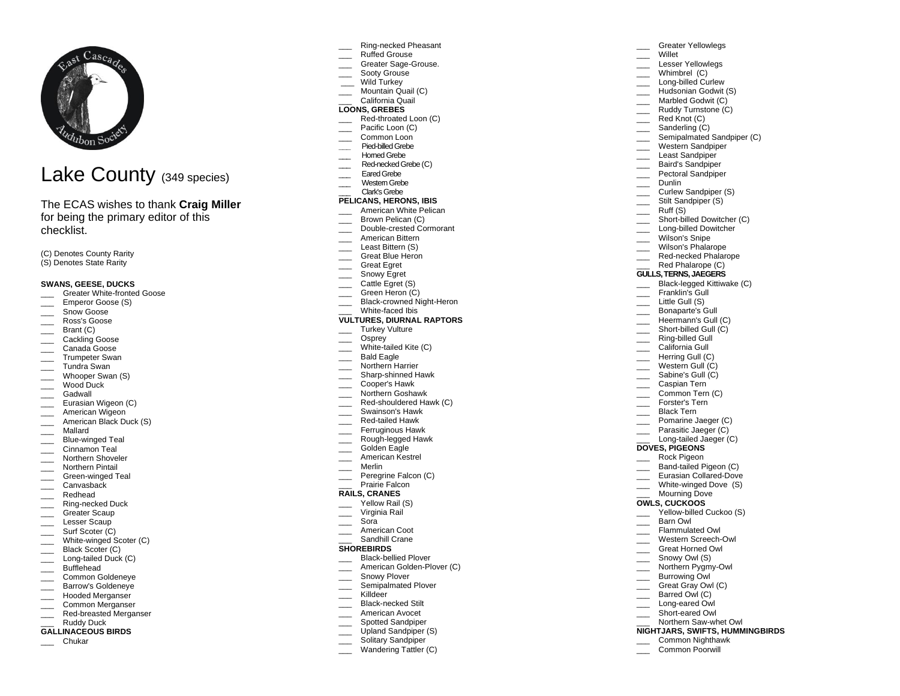# Lake County (349 species)

The ECAS wishes to thank **Craig Miller** for being the primary editor of this checklist.

(C) Denotes County Rarity
(S) Denotes State Rarity

**SWANS, GEESE, DUCKS**

___ Greater White-fronted Goose
___ Emperor Goose (S)
___ Snow Goose
___ Ross's Goose
___ Brant (C)
___ Cackling Goose
___ Canada Goose
___ Trumpeter Swan
___ Tundra Swan
___ Whooper Swan (S)
___ Wood Duck
___ Gadwall
___ Eurasian Wigeon (C)
___ American Wigeon
___ American Black Duck (S)
___ Mallard
___ Blue-winged Teal
___ Cinnamon Teal
___ Northern Shoveler
___ Northern Pintail
___ Green-winged Teal
___ Canvasback
___ Redhead
___ Ring-necked Duck
___ Greater Scaup
___ Lesser Scaup
___ Surf Scoter (C)
___ White-winged Scoter (C)
___ Black Scoter (C)
___ Long-tailed Duck (C)
___ Bufflehead
___ Common Goldeneye
___ Barrow's Goldeneye
___ Hooded Merganser
___ Common Merganser
___ Red-breasted Merganser
___ Ruddy Duck

**GALLINACEOUS BIRDS**

___ Chukar
___ Ring-necked Pheasant
___ Ruffed Grouse
___ Greater Sage-Grouse.
___ Sooty Grouse
___ Wild Turkey
___ Mountain Quail (C)
___ California Quail

**LOONS, GREBES**

___ Red-throated Loon (C)
___ Pacific Loon (C)
___ Common Loon
___ Pied-billed Grebe
___ Horned Grebe
___ Red-necked Grebe (C)
___ Eared Grebe
___ Western Grebe
___ Clark's Grebe

**PELICANS, HERONS, IBIS**

___ American White Pelican
___ Brown Pelican (C)
___ Double-crested Cormorant
___ American Bittern
___ Least Bittern (S)
___ Great Blue Heron
___ Great Egret
___ Snowy Egret
___ Cattle Egret (S)
___ Green Heron (C)
___ Black-crowned Night-Heron
___ White-faced Ibis

**VULTURES, DIURNAL RAPTORS**

___ Turkey Vulture
___ Osprey
___ White-tailed Kite (C)
___ Bald Eagle
___ Northern Harrier
___ Sharp-shinned Hawk
___ Cooper's Hawk
___ Northern Goshawk
___ Red-shouldered Hawk (C)
___ Swainson's Hawk
___ Red-tailed Hawk
___ Ferruginous Hawk
___ Rough-legged Hawk
___ Golden Eagle
___ American Kestrel
___ Merlin
___ Peregrine Falcon (C)
___ Prairie Falcon

**RAILS, CRANES**

___ Yellow Rail (S)
___ Virginia Rail
___ Sora
___ American Coot
___ Sandhill Crane

**SHOREBIRDS**

___ Black-bellied Plover
___ American Golden-Plover (C)
___ Snowy Plover
___ Semipalmated Plover
___ Killdeer
___ Black-necked Stilt
___ American Avocet
___ Spotted Sandpiper
___ Upland Sandpiper (S)
___ Solitary Sandpiper
___ Wandering Tattler (C)
___ Greater Yellowlegs
___ Willet
___ Lesser Yellowlegs
___ Whimbrel (C)
___ Long-billed Curlew
___ Hudsonian Godwit (S)
___ Marbled Godwit (C)
___ Ruddy Turnstone (C)
___ Red Knot (C)
___ Sanderling (C)
___ Semipalmated Sandpiper (C)
___ Western Sandpiper
___ Least Sandpiper
___ Baird's Sandpiper
___ Pectoral Sandpiper
___ Dunlin
___ Curlew Sandpiper (S)
___ Stilt Sandpiper (S)
___ Ruff (S)
___ Short-billed Dowitcher (C)
___ Long-billed Dowitcher
___ Wilson's Snipe
___ Wilson's Phalarope
___ Red-necked Phalarope
___ Red Phalarope (C)

**GULLS, TERNS, JAEGERS**

___ Black-legged Kittiwake (C)
___ Franklin's Gull
___ Little Gull (S)
___ Bonaparte's Gull
___ Heermann's Gull (C)
___ Short-billed Gull (C)
___ Ring-billed Gull
___ California Gull
___ Herring Gull (C)
___ Western Gull (C)
___ Sabine's Gull (C)
___ Caspian Tern
___ Common Tern (C)
___ Forster's Tern
___ Black Tern
___ Pomarine Jaeger (C)
___ Parasitic Jaeger (C)
___ Long-tailed Jaeger (C)

**DOVES, PIGEONS**

___ Rock Pigeon
___ Band-tailed Pigeon (C)
___ Eurasian Collared-Dove
___ White-winged Dove (S)
___ Mourning Dove

**OWLS, CUCKOOS**

___ Yellow-billed Cuckoo (S)
___ Barn Owl
___ Flammulated Owl
___ Western Screech-Owl
___ Great Horned Owl
___ Snowy Owl (S)
___ Northern Pygmy-Owl
___ Burrowing Owl
___ Great Gray Owl (C)
___ Barred Owl (C)
___ Long-eared Owl
___ Short-eared Owl
___ Northern Saw-whet Owl

**NIGHTJARS, SWIFTS, HUMMINGBIRDS**

___ Common Nighthawk
___ Common Poorwill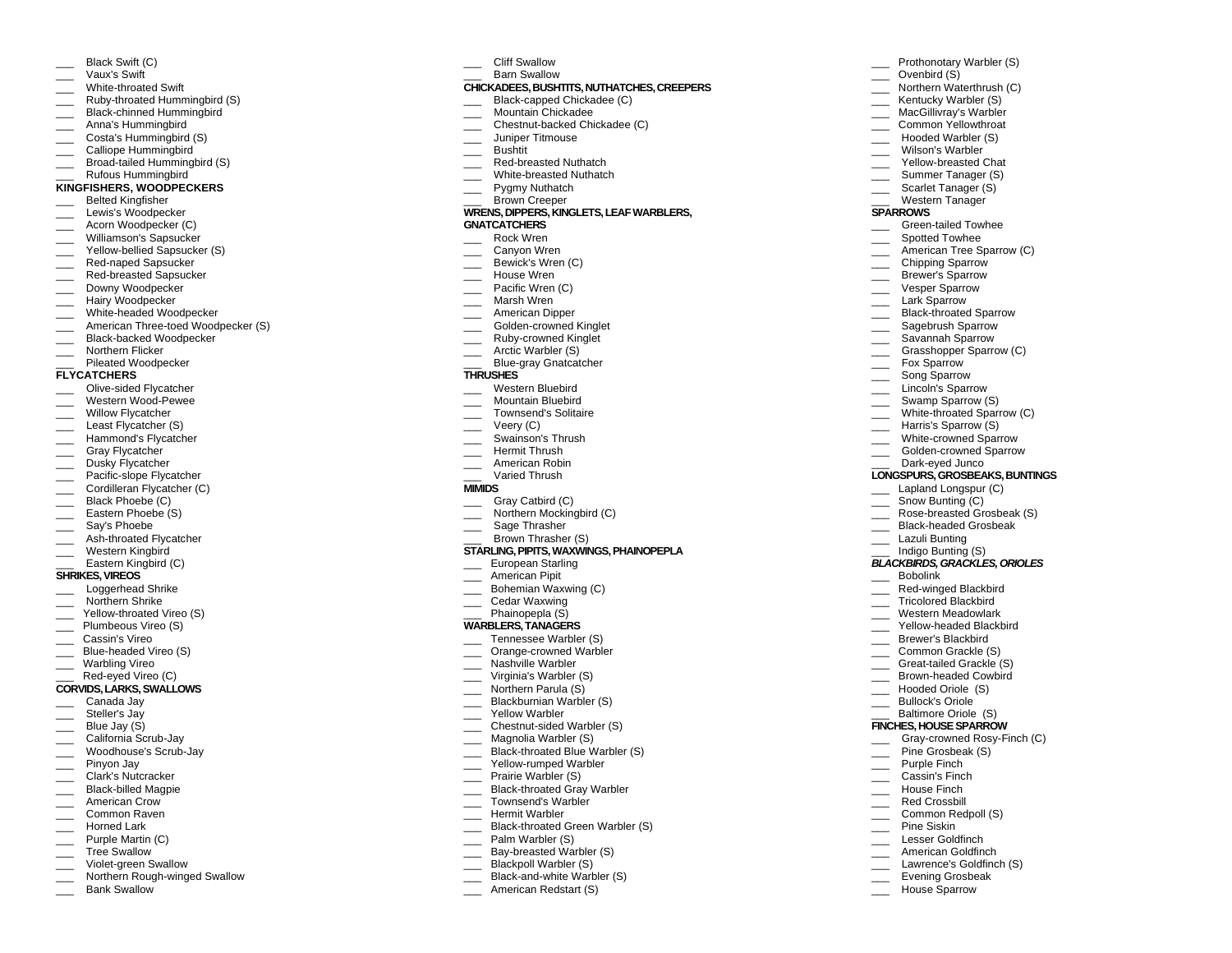___ Black Swift (C)
___ Vaux's Swift
___ White-throated Swift
___ Ruby-throated Hummingbird (S)
___ Black-chinned Hummingbird
___ Anna's Hummingbird
___ Costa's Hummingbird (S)
___ Calliope Hummingbird
___ Broad-tailed Hummingbird (S)
___ Rufous Hummingbird

**KINGFISHERS, WOODPECKERS**

___ Belted Kingfisher
___ Lewis's Woodpecker
___ Acorn Woodpecker (C)
___ Williamson's Sapsucker
___ Yellow-bellied Sapsucker (S)
___ Red-naped Sapsucker
___ Red-breasted Sapsucker
___ Downy Woodpecker
___ Hairy Woodpecker
___ White-headed Woodpecker
___ American Three-toed Woodpecker (S)
___ Black-backed Woodpecker
___ Northern Flicker
___ Pileated Woodpecker

**FLYCATCHERS**

___ Olive-sided Flycatcher
___ Western Wood-Pewee
___ Willow Flycatcher
___ Least Flycatcher (S)
___ Hammond's Flycatcher
___ Gray Flycatcher
___ Dusky Flycatcher
___ Pacific-slope Flycatcher
___ Cordilleran Flycatcher (C)
___ Black Phoebe (C)
___ Eastern Phoebe (S)
___ Say's Phoebe
___ Ash-throated Flycatcher
___ Western Kingbird
___ Eastern Kingbird (C)

**SHRIKES, VIREOS**

___ Loggerhead Shrike
___ Northern Shrike
___ Yellow-throated Vireo (S)
___ Plumbeous Vireo (S)
___ Cassin's Vireo
___ Blue-headed Vireo (S)
___ Warbling Vireo
___ Red-eyed Vireo (C)

**CORVIDS, LARKS, SWALLOWS**

___ Canada Jay
___ Steller's Jay
___ Blue Jay (S)
___ California Scrub-Jay
___ Woodhouse's Scrub-Jay
___ Pinyon Jay
___ Clark's Nutcracker
___ Black-billed Magpie
___ American Crow
___ Common Raven
___ Horned Lark
___ Purple Martin (C)
___ Tree Swallow
___ Violet-green Swallow
___ Northern Rough-winged Swallow
___ Bank Swallow
___ Cliff Swallow
___ Barn Swallow

**CHICKADEES, BUSHTITS, NUTHATCHES, CREEPERS**

___ Black-capped Chickadee (C)
___ Mountain Chickadee
___ Chestnut-backed Chickadee (C)
___ Juniper Titmouse
___ Bushtit
___ Red-breasted Nuthatch
___ White-breasted Nuthatch
___ Pygmy Nuthatch
___ Brown Creeper

**WRENS, DIPPERS, KINGLETS, LEAF WARBLERS, GNATCATCHERS**

___ Rock Wren
___ Canyon Wren
___ Bewick's Wren (C)
___ House Wren
___ Pacific Wren (C)
___ Marsh Wren
___ American Dipper
___ Golden-crowned Kinglet
___ Ruby-crowned Kinglet
___ Arctic Warbler (S)
___ Blue-gray Gnatcatcher

**THRUSHES**

___ Western Bluebird
___ Mountain Bluebird
___ Townsend's Solitaire
___ Veery (C)
___ Swainson's Thrush
___ Hermit Thrush
___ American Robin
___ Varied Thrush

**MIMIDS**

___ Gray Catbird (C)
___ Northern Mockingbird (C)
___ Sage Thrasher
___ Brown Thrasher (S)

**STARLING, PIPITS, WAXWINGS, PHAINOPEPLA**

___ European Starling
___ American Pipit
___ Bohemian Waxwing (C)
___ Cedar Waxwing
___ Phainopepla (S)

**WARBLERS, TANAGERS**

___ Tennessee Warbler (S)
___ Orange-crowned Warbler
___ Nashville Warbler
___ Virginia's Warbler (S)
___ Northern Parula (S)
___ Blackburnian Warbler (S)
___ Yellow Warbler
___ Chestnut-sided Warbler (S)
___ Magnolia Warbler (S)
___ Black-throated Blue Warbler (S)
___ Yellow-rumped Warbler
___ Prairie Warbler (S)
___ Black-throated Gray Warbler
___ Townsend's Warbler
___ Hermit Warbler
___ Black-throated Green Warbler (S)
___ Palm Warbler (S)
___ Bay-breasted Warbler (S)
___ Blackpoll Warbler (S)
___ Black-and-white Warbler (S)
___ American Redstart (S)
___ Prothonotary Warbler (S)
___ Ovenbird (S)
___ Northern Waterthrush (C)
___ Kentucky Warbler (S)
___ MacGillivray's Warbler
___ Common Yellowthroat
___ Hooded Warbler (S)
___ Wilson's Warbler
___ Yellow-breasted Chat
___ Summer Tanager (S)
___ Scarlet Tanager (S)
___ Western Tanager

**SPARROWS**

___ Green-tailed Towhee
___ Spotted Towhee
___ American Tree Sparrow (C)
___ Chipping Sparrow
___ Brewer's Sparrow
___ Vesper Sparrow
___ Lark Sparrow
___ Black-throated Sparrow
___ Sagebrush Sparrow
___ Savannah Sparrow
___ Grasshopper Sparrow (C)
___ Fox Sparrow
___ Song Sparrow
___ Lincoln's Sparrow
___ Swamp Sparrow (S)
___ White-throated Sparrow (C)
___ Harris's Sparrow (S)
___ White-crowned Sparrow
___ Golden-crowned Sparrow
___ Dark-eyed Junco

**LONGSPURS, GROSBEAKS, BUNTINGS**

___ Lapland Longspur (C)
___ Snow Bunting (C)
___ Rose-breasted Grosbeak (S)
___ Black-headed Grosbeak
___ Lazuli Bunting
___ Indigo Bunting (S)

***BLACKBIRDS, GRACKLES, ORIOLES***

___ Bobolink
___ Red-winged Blackbird
___ Tricolored Blackbird
___ Western Meadowlark
___ Yellow-headed Blackbird
___ Brewer's Blackbird
___ Common Grackle (S)
___ Great-tailed Grackle (S)
___ Brown-headed Cowbird
___ Hooded Oriole (S)
___ Bullock's Oriole
___ Baltimore Oriole (S)

**FINCHES, HOUSE SPARROW**

___ Gray-crowned Rosy-Finch (C)
___ Pine Grosbeak (S)
___ Purple Finch
___ Cassin's Finch
___ House Finch
___ Red Crossbill
___ Common Redpoll (S)
___ Pine Siskin
___ Lesser Goldfinch
___ American Goldfinch
___ Lawrence's Goldfinch (S)
___ Evening Grosbeak
___ House Sparrow